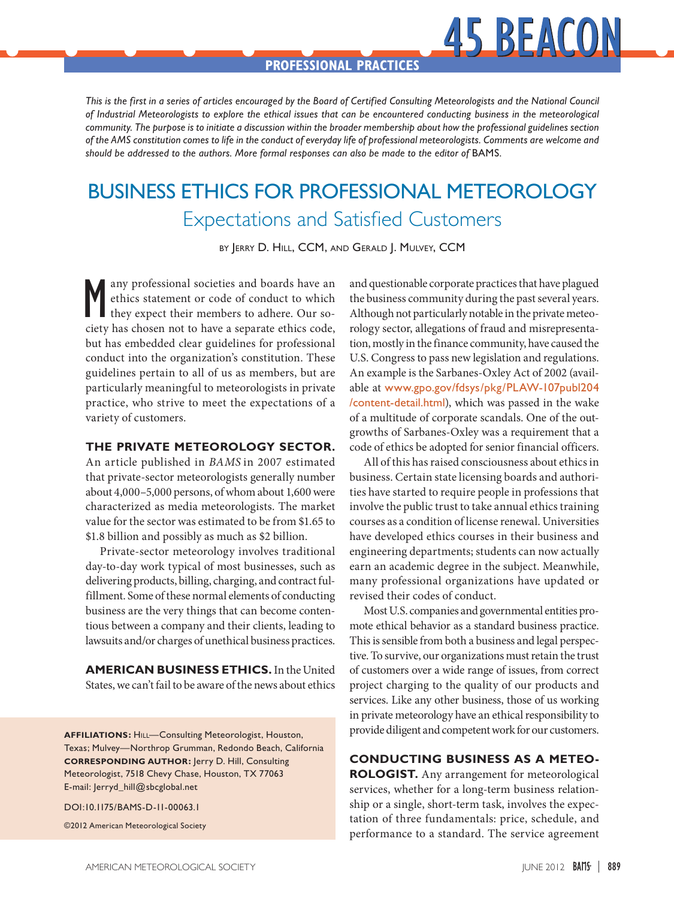45 BEACON

PROFESSIONAL PRACTICES

*This is the first in a series of articles encouraged by the Board of Certified Consulting Meteorologists and the National Council of Industrial Meteorologists to explore the ethical issues that can be encountered conducting business in the meteorological community. The purpose is to initiate a discussion within the broader membership about how the professional guidelines section of the AMS constitution comes to life in the conduct of everyday life of professional meteorologists. Comments are welcome and should be addressed to the authors. More formal responses can also be made to the editor of* BAMS.

# BUSINESS ETHICS FOR PROFESSIONAL METEOROLOGY

## Expectations and Satisfied Customers

BY JERRY D. HILL, CCM, AND GERALD J. MULVEY, CCM

Many professional societies and boards have an ethics statement or code of conduct to which they expect their members to adhere. Our society has chosen not to have a separate ethics code, but has embedded clear guidelines for professional conduct into the organization's constitution. These guidelines pertain to all of us as members, but are particularly meaningful to meteorologists in private practice, who strive to meet the expectations of a variety of customers.

**THE PRIVATE METEOROLOGY SECTOR.** An article published in *BAMS* in 2007 estimated that private-sector meteorologists generally number about 4,000–5,000 persons, of whom about 1,600 were characterized as media meteorologists. The market value for the sector was estimated to be from $1.65 to $1.8 billion and possibly as much as $2 billion.

Private-sector meteorology involves traditional day-to-day work typical of most businesses, such as delivering products, billing, charging, and contract fulfillment. Some of these normal elements of conducting business are the very things that can become contentious between a company and their clients, leading to lawsuits and/or charges of unethical business practices.

**AMERICAN BUSINESS ETHICS.** In the United States, we can't fail to be aware of the news about ethics and questionable corporate practices that have plagued the business community during the past several years. Although not particularly notable in the private meteorology sector, allegations of fraud and misrepresentation, mostly in the finance community, have caused the U.S. Congress to pass new legislation and regulations. An example is the Sarbanes-Oxley Act of 2002 (available at www.gpo.gov/fdsys/pkg/PLAW-107publ204/content-detail.html), which was passed in the wake of a multitude of corporate scandals. One of the outgrowths of Sarbanes-Oxley was a requirement that a code of ethics be adopted for senior financial officers.

All of this has raised consciousness about ethics in business. Certain state licensing boards and authorities have started to require people in professions that involve the public trust to take annual ethics training courses as a condition of license renewal. Universities have developed ethics courses in their business and engineering departments; students can now actually earn an academic degree in the subject. Meanwhile, many professional organizations have updated or revised their codes of conduct.

Most U.S. companies and governmental entities promote ethical behavior as a standard business practice. This is sensible from both a business and legal perspective. To survive, our organizations must retain the trust of customers over a wide range of issues, from correct project charging to the quality of our products and services. Like any other business, those of us working in private meteorology have an ethical responsibility to provide diligent and competent work for our customers.

**CONDUCTING BUSINESS AS A METEOROLOGIST.** Any arrangement for meteorological services, whether for a long-term business relationship or a single, short-term task, involves the expectation of three fundamentals: price, schedule, and performance to a standard. The service agreement

**AFFILIATIONS:** HILL—Consulting Meteorologist, Houston, Texas; MULVEY—Northrop Grumman, Redondo Beach, California
**CORRESPONDING AUTHOR:** Jerry D. Hill, Consulting Meteorologist, 7518 Chevy Chase, Houston, TX 77063
E-mail: Jerryd_hill@sbcglobal.net

DOI:10.1175/BAMS-D-11-00063.1

©2012 American Meteorological Society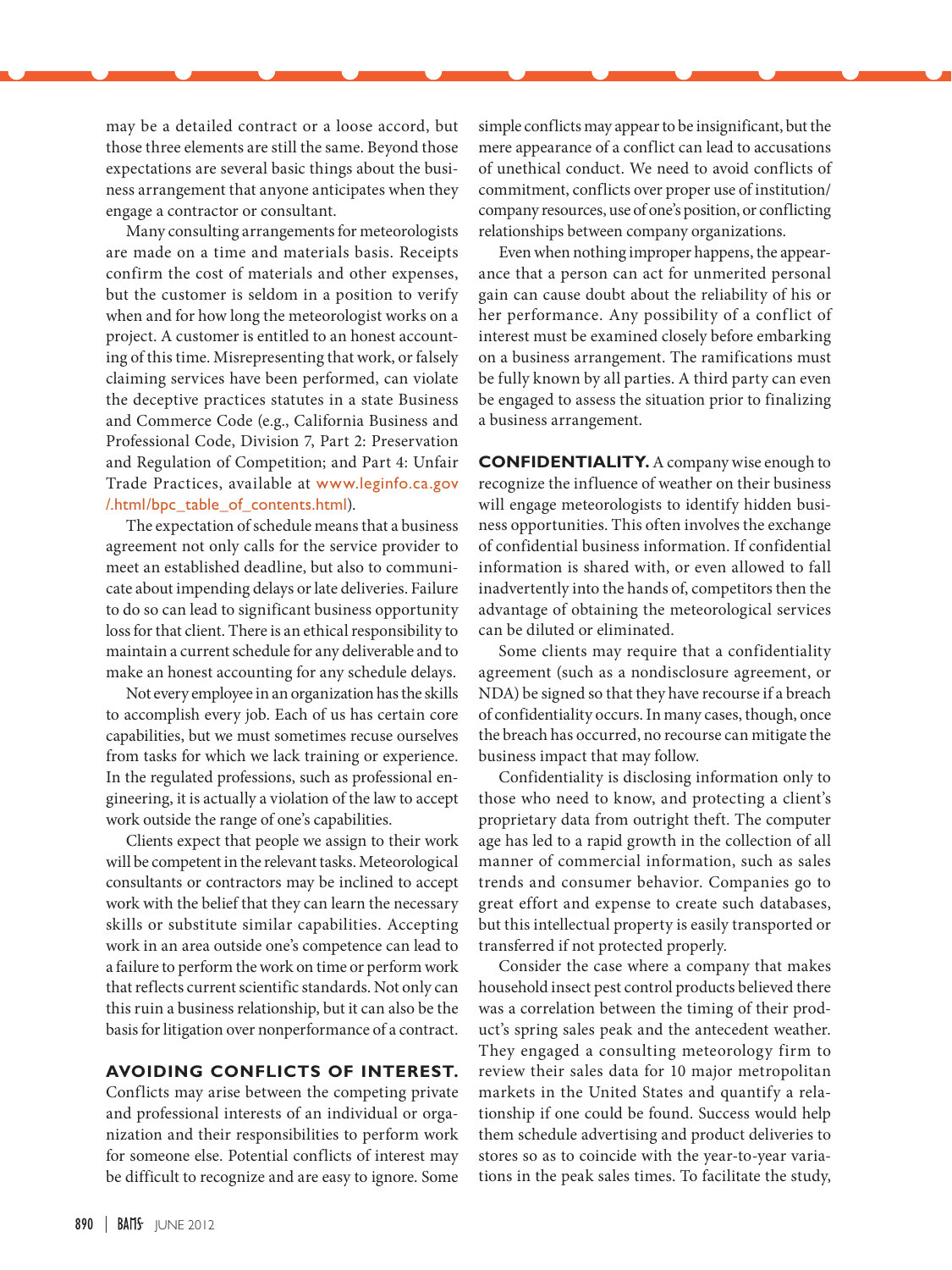may be a detailed contract or a loose accord, but those three elements are still the same. Beyond those expectations are several basic things about the business arrangement that anyone anticipates when they engage a contractor or consultant.

Many consulting arrangements for meteorologists are made on a time and materials basis. Receipts confirm the cost of materials and other expenses, but the customer is seldom in a position to verify when and for how long the meteorologist works on a project. A customer is entitled to an honest accounting of this time. Misrepresenting that work, or falsely claiming services have been performed, can violate the deceptive practices statutes in a state Business and Commerce Code (e.g., California Business and Professional Code, Division 7, Part 2: Preservation and Regulation of Competition; and Part 4: Unfair Trade Practices, available at www.leginfo.ca.gov/.html/bpc_table_of_contents.html).

The expectation of schedule means that a business agreement not only calls for the service provider to meet an established deadline, but also to communicate about impending delays or late deliveries. Failure to do so can lead to significant business opportunity loss for that client. There is an ethical responsibility to maintain a current schedule for any deliverable and to make an honest accounting for any schedule delays.

Not every employee in an organization has the skills to accomplish every job. Each of us has certain core capabilities, but we must sometimes recuse ourselves from tasks for which we lack training or experience. In the regulated professions, such as professional engineering, it is actually a violation of the law to accept work outside the range of one's capabilities.

Clients expect that people we assign to their work will be competent in the relevant tasks. Meteorological consultants or contractors may be inclined to accept work with the belief that they can learn the necessary skills or substitute similar capabilities. Accepting work in an area outside one's competence can lead to a failure to perform the work on time or perform work that reflects current scientific standards. Not only can this ruin a business relationship, but it can also be the basis for litigation over nonperformance of a contract.

## AVOIDING CONFLICTS OF INTEREST.

Conflicts may arise between the competing private and professional interests of an individual or organization and their responsibilities to perform work for someone else. Potential conflicts of interest may be difficult to recognize and are easy to ignore. Some simple conflicts may appear to be insignificant, but the mere appearance of a conflict can lead to accusations of unethical conduct. We need to avoid conflicts of commitment, conflicts over proper use of institution/company resources, use of one's position, or conflicting relationships between company organizations.

Even when nothing improper happens, the appearance that a person can act for unmerited personal gain can cause doubt about the reliability of his or her performance. Any possibility of a conflict of interest must be examined closely before embarking on a business arrangement. The ramifications must be fully known by all parties. A third party can even be engaged to assess the situation prior to finalizing a business arrangement.

## CONFIDENTIALITY.

A company wise enough to recognize the influence of weather on their business will engage meteorologists to identify hidden business opportunities. This often involves the exchange of confidential business information. If confidential information is shared with, or even allowed to fall inadvertently into the hands of, competitors then the advantage of obtaining the meteorological services can be diluted or eliminated.

Some clients may require that a confidentiality agreement (such as a nondisclosure agreement, or NDA) be signed so that they have recourse if a breach of confidentiality occurs. In many cases, though, once the breach has occurred, no recourse can mitigate the business impact that may follow.

Confidentiality is disclosing information only to those who need to know, and protecting a client's proprietary data from outright theft. The computer age has led to a rapid growth in the collection of all manner of commercial information, such as sales trends and consumer behavior. Companies go to great effort and expense to create such databases, but this intellectual property is easily transported or transferred if not protected properly.

Consider the case where a company that makes household insect pest control products believed there was a correlation between the timing of their product's spring sales peak and the antecedent weather. They engaged a consulting meteorology firm to review their sales data for 10 major metropolitan markets in the United States and quantify a relationship if one could be found. Success would help them schedule advertising and product deliveries to stores so as to coincide with the year-to-year variations in the peak sales times. To facilitate the study,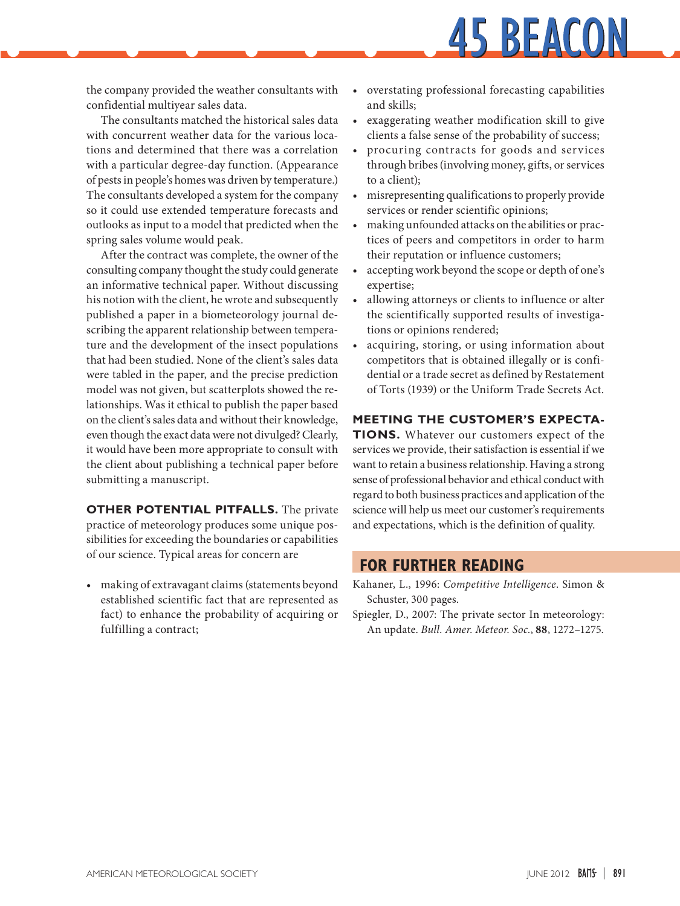the company provided the weather consultants with confidential multiyear sales data.

The consultants matched the historical sales data with concurrent weather data for the various locations and determined that there was a correlation with a particular degree-day function. (Appearance of pests in people's homes was driven by temperature.) The consultants developed a system for the company so it could use extended temperature forecasts and outlooks as input to a model that predicted when the spring sales volume would peak.

After the contract was complete, the owner of the consulting company thought the study could generate an informative technical paper. Without discussing his notion with the client, he wrote and subsequently published a paper in a biometeorology journal describing the apparent relationship between temperature and the development of the insect populations that had been studied. None of the client's sales data were tabled in the paper, and the precise prediction model was not given, but scatterplots showed the relationships. Was it ethical to publish the paper based on the client's sales data and without their knowledge, even though the exact data were not divulged? Clearly, it would have been more appropriate to consult with the client about publishing a technical paper before submitting a manuscript.

**OTHER POTENTIAL PITFALLS.** The private practice of meteorology produces some unique possibilities for exceeding the boundaries or capabilities of our science. Typical areas for concern are

- making of extravagant claims (statements beyond established scientific fact that are represented as fact) to enhance the probability of acquiring or fulfilling a contract;
- overstating professional forecasting capabilities and skills;
- exaggerating weather modification skill to give clients a false sense of the probability of success;
- procuring contracts for goods and services through bribes (involving money, gifts, or services to a client);
- misrepresenting qualifications to properly provide services or render scientific opinions;
- making unfounded attacks on the abilities or practices of peers and competitors in order to harm their reputation or influence customers;
- accepting work beyond the scope or depth of one's expertise;
- allowing attorneys or clients to influence or alter the scientifically supported results of investigations or opinions rendered;
- acquiring, storing, or using information about competitors that is obtained illegally or is confidential or a trade secret as defined by Restatement of Torts (1939) or the Uniform Trade Secrets Act.

**MEETING THE CUSTOMER'S EXPECTATIONS.** Whatever our customers expect of the services we provide, their satisfaction is essential if we want to retain a business relationship. Having a strong sense of professional behavior and ethical conduct with regard to both business practices and application of the science will help us meet our customer's requirements and expectations, which is the definition of quality.

## FOR FURTHER READING

Kahaner, L., 1996: *Competitive Intelligence*. Simon & Schuster, 300 pages.

Spiegler, D., 2007: The private sector In meteorology: An update. *Bull. Amer. Meteor. Soc.*, **88**, 1272–1275.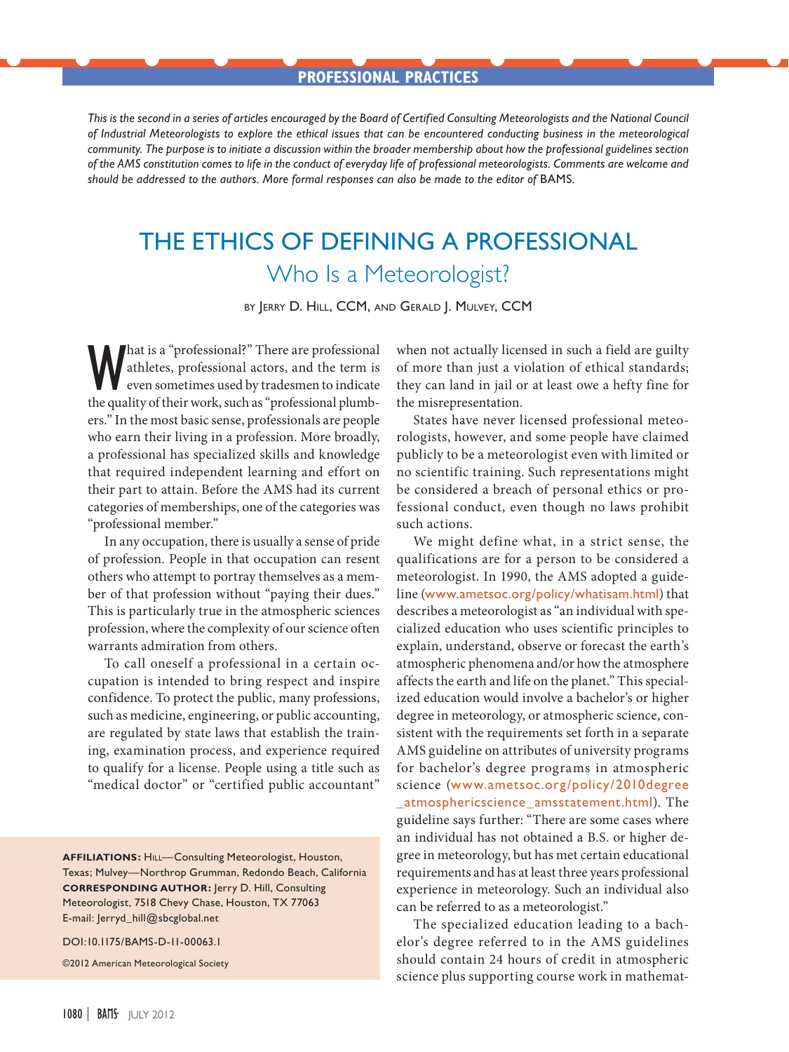PROFESSIONAL PRACTICES

*This is the second in a series of articles encouraged by the Board of Certified Consulting Meteorologists and the National Council of Industrial Meteorologists to explore the ethical issues that can be encountered conducting business in the meteorological community. The purpose is to initiate a discussion within the broader membership about how the professional guidelines section of the AMS constitution comes to life in the conduct of everyday life of professional meteorologists. Comments are welcome and should be addressed to the authors. More formal responses can also be made to the editor of* BAMS.

# THE ETHICS OF DEFINING A PROFESSIONAL

## Who Is a Meteorologist?

BY JERRY D. HILL, CCM, AND GERALD J. MULVEY, CCM

What is a "professional?" There are professional athletes, professional actors, and the term is even sometimes used by tradesmen to indicate the quality of their work, such as "professional plumbers." In the most basic sense, professionals are people who earn their living in a profession. More broadly, a professional has specialized skills and knowledge that required independent learning and effort on their part to attain. Before the AMS had its current categories of memberships, one of the categories was "professional member."

In any occupation, there is usually a sense of pride of profession. People in that occupation can resent others who attempt to portray themselves as a member of that profession without "paying their dues." This is particularly true in the atmospheric sciences profession, where the complexity of our science often warrants admiration from others.

To call oneself a professional in a certain occupation is intended to bring respect and inspire confidence. To protect the public, many professions, such as medicine, engineering, or public accounting, are regulated by state laws that establish the training, examination process, and experience required to qualify for a license. People using a title such as "medical doctor" or "certified public accountant" when not actually licensed in such a field are guilty of more than just a violation of ethical standards; they can land in jail or at least owe a hefty fine for the misrepresentation.

States have never licensed professional meteorologists, however, and some people have claimed publicly to be a meteorologist even with limited or no scientific training. Such representations might be considered a breach of personal ethics or professional conduct, even though no laws prohibit such actions.

We might define what, in a strict sense, the qualifications are for a person to be considered a meteorologist. In 1990, the AMS adopted a guideline (www.ametsoc.org/policy/whatisam.html) that describes a meteorologist as "an individual with specialized education who uses scientific principles to explain, understand, observe or forecast the earth's atmospheric phenomena and/or how the atmosphere affects the earth and life on the planet." This specialized education would involve a bachelor's or higher degree in meteorology, or atmospheric science, consistent with the requirements set forth in a separate AMS guideline on attributes of university programs for bachelor's degree programs in atmospheric science (www.ametsoc.org/policy/2010degree_atmosphericscience_amsstatement.html). The guideline says further: "There are some cases where an individual has not obtained a B.S. or higher degree in meteorology, but has met certain educational requirements and has at least three years professional experience in meteorology. Such an individual also can be referred to as a meteorologist."

The specialized education leading to a bachelor's degree referred to in the AMS guidelines should contain 24 hours of credit in atmospheric science plus supporting course work in mathemat-

**AFFILIATIONS:** HILL—Consulting Meteorologist, Houston, Texas; Mulvey—Northrop Grumman, Redondo Beach, California
**CORRESPONDING AUTHOR:** Jerry D. Hill, Consulting Meteorologist, 7518 Chevy Chase, Houston, TX 77063
E-mail: Jerryd_hill@sbcglobal.net

DOI:10.1175/BAMS-D-11-00063.1

©2012 American Meteorological Society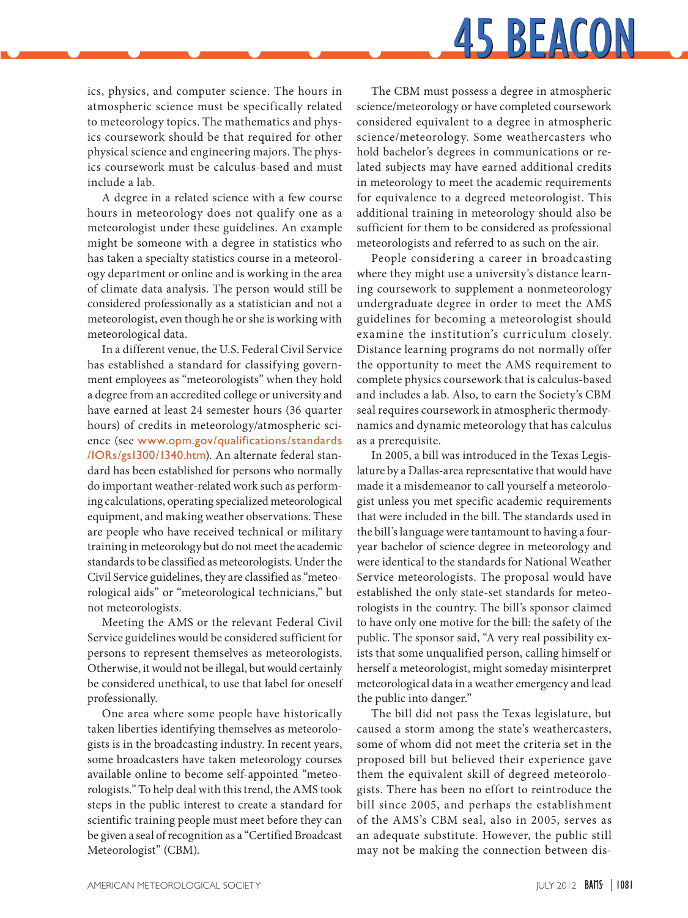ics, physics, and computer science. The hours in atmospheric science must be specifically related to meteorology topics. The mathematics and physics coursework should be that required for other physical science and engineering majors. The physics coursework must be calculus-based and must include a lab.

A degree in a related science with a few course hours in meteorology does not qualify one as a meteorologist under these guidelines. An example might be someone with a degree in statistics who has taken a specialty statistics course in a meteorology department or online and is working in the area of climate data analysis. The person would still be considered professionally as a statistician and not a meteorologist, even though he or she is working with meteorological data.

In a different venue, the U.S. Federal Civil Service has established a standard for classifying government employees as "meteorologists" when they hold a degree from an accredited college or university and have earned at least 24 semester hours (36 quarter hours) of credits in meteorology/atmospheric science (see www.opm.gov/qualifications/standards/IORs/gs1300/1340.htm). An alternate federal standard has been established for persons who normally do important weather-related work such as performing calculations, operating specialized meteorological equipment, and making weather observations. These are people who have received technical or military training in meteorology but do not meet the academic standards to be classified as meteorologists. Under the Civil Service guidelines, they are classified as "meteorological aids" or "meteorological technicians," but not meteorologists.

Meeting the AMS or the relevant Federal Civil Service guidelines would be considered sufficient for persons to represent themselves as meteorologists. Otherwise, it would not be illegal, but would certainly be considered unethical, to use that label for oneself professionally.

One area where some people have historically taken liberties identifying themselves as meteorologists is in the broadcasting industry. In recent years, some broadcasters have taken meteorology courses available online to become self-appointed "meteorologists." To help deal with this trend, the AMS took steps in the public interest to create a standard for scientific training people must meet before they can be given a seal of recognition as a "Certified Broadcast Meteorologist" (CBM).

The CBM must possess a degree in atmospheric science/meteorology or have completed coursework considered equivalent to a degree in atmospheric science/meteorology. Some weathercasters who hold bachelor's degrees in communications or related subjects may have earned additional credits in meteorology to meet the academic requirements for equivalence to a degreed meteorologist. This additional training in meteorology should also be sufficient for them to be considered as professional meteorologists and referred to as such on the air.

People considering a career in broadcasting where they might use a university's distance learning coursework to supplement a nonmeteorology undergraduate degree in order to meet the AMS guidelines for becoming a meteorologist should examine the institution's curriculum closely. Distance learning programs do not normally offer the opportunity to meet the AMS requirement to complete physics coursework that is calculus-based and includes a lab. Also, to earn the Society's CBM seal requires coursework in atmospheric thermodynamics and dynamic meteorology that has calculus as a prerequisite.

In 2005, a bill was introduced in the Texas Legislature by a Dallas-area representative that would have made it a misdemeanor to call yourself a meteorologist unless you met specific academic requirements that were included in the bill. The standards used in the bill's language were tantamount to having a four-year bachelor of science degree in meteorology and were identical to the standards for National Weather Service meteorologists. The proposal would have established the only state-set standards for meteorologists in the country. The bill's sponsor claimed to have only one motive for the bill: the safety of the public. The sponsor said, "A very real possibility exists that some unqualified person, calling himself or herself a meteorologist, might someday misinterpret meteorological data in a weather emergency and lead the public into danger."

The bill did not pass the Texas legislature, but caused a storm among the state's weathercasters, some of whom did not meet the criteria set in the proposed bill but believed their experience gave them the equivalent skill of degreed meteorologists. There has been no effort to reintroduce the bill since 2005, and perhaps the establishment of the AMS's CBM seal, also in 2005, serves as an adequate substitute. However, the public still may not be making the connection between dis-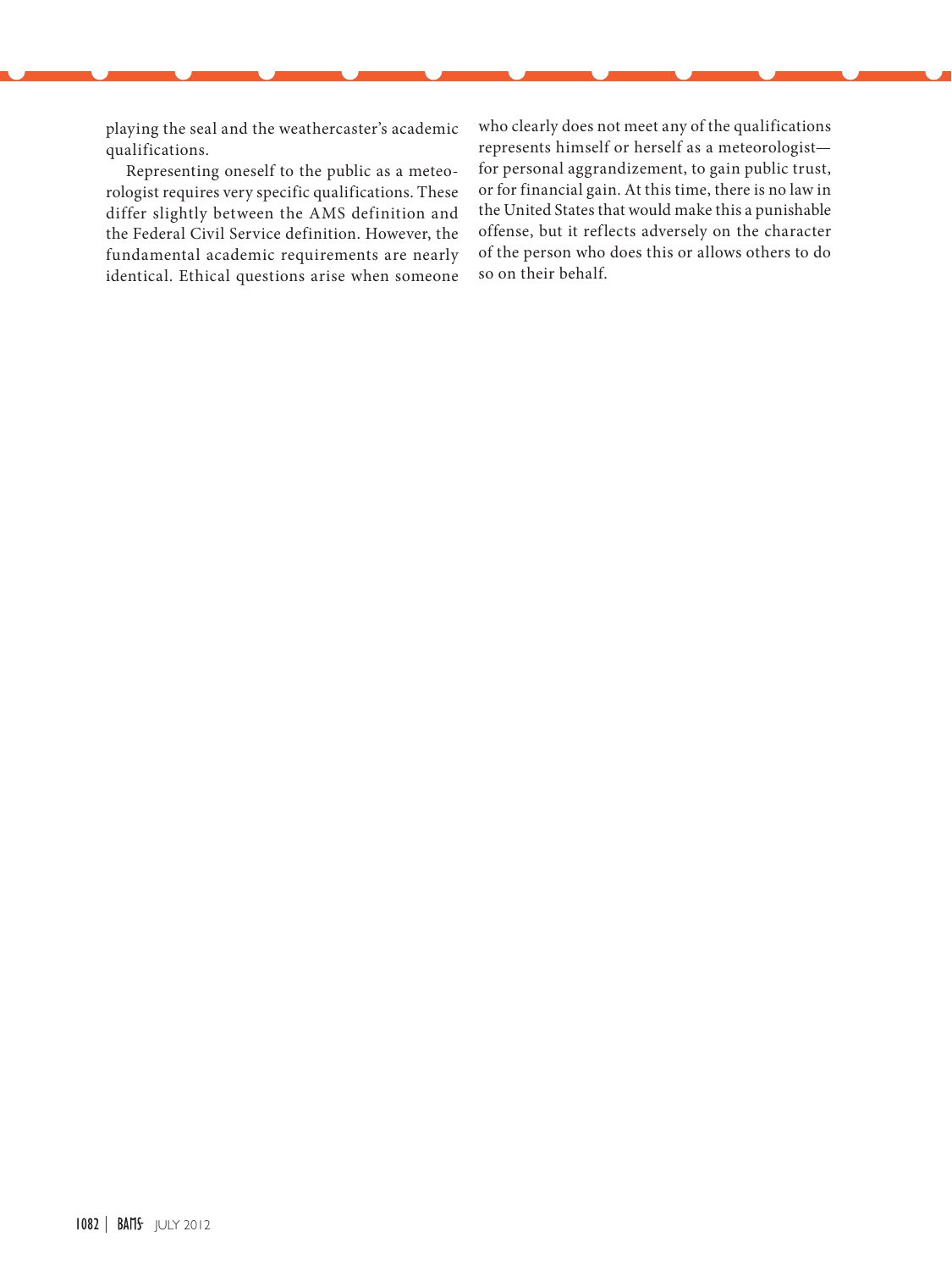playing the seal and the weathercaster's academic qualifications.

Representing oneself to the public as a meteorologist requires very specific qualifications. These differ slightly between the AMS definition and the Federal Civil Service definition. However, the fundamental academic requirements are nearly identical. Ethical questions arise when someone who clearly does not meet any of the qualifications represents himself or herself as a meteorologist—for personal aggrandizement, to gain public trust, or for financial gain. At this time, there is no law in the United States that would make this a punishable offense, but it reflects adversely on the character of the person who does this or allows others to do so on their behalf.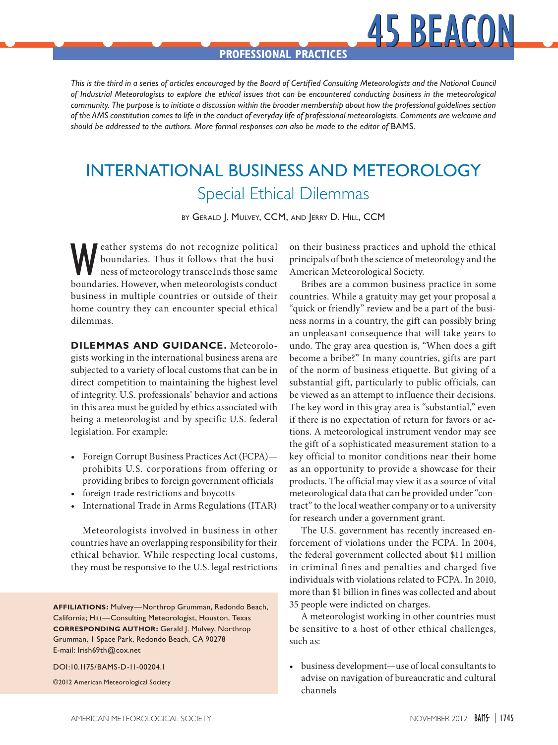45 BEACON

PROFESSIONAL PRACTICES

*This is the third in a series of articles encouraged by the Board of Certified Consulting Meteorologists and the National Council of Industrial Meteorologists to explore the ethical issues that can be encountered conducting business in the meteorological community. The purpose is to initiate a discussion within the broader membership about how the professional guidelines section of the AMS constitution comes to life in the conduct of everyday life of professional meteorologists. Comments are welcome and should be addressed to the authors. More formal responses can also be made to the editor of* BAMS.

# INTERNATIONAL BUSINESS AND METEOROLOGY

## Special Ethical Dilemmas

BY GERALD J. MULVEY, CCM, AND JERRY D. HILL, CCM

Weather systems do not recognize political boundaries. Thus it follows that the business of meteorology transce1nds those same boundaries. However, when meteorologists conduct business in multiple countries or outside of their home country they can encounter special ethical dilemmas.

**DILEMMAS AND GUIDANCE.** Meteorologists working in the international business arena are subjected to a variety of local customs that can be in direct competition to maintaining the highest level of integrity. U.S. professionals' behavior and actions in this area must be guided by ethics associated with being a meteorologist and by specific U.S. federal legislation. For example:

- Foreign Corrupt Business Practices Act (FCPA)—prohibits U.S. corporations from offering or providing bribes to foreign government officials
- foreign trade restrictions and boycotts
- International Trade in Arms Regulations (ITAR)

Meteorologists involved in business in other countries have an overlapping responsibility for their ethical behavior. While respecting local customs, they must be responsive to the U.S. legal restrictions on their business practices and uphold the ethical principals of both the science of meteorology and the American Meteorological Society.

Bribes are a common business practice in some countries. While a gratuity may get your proposal a "quick or friendly" review and be a part of the business norms in a country, the gift can possibly bring an unpleasant consequence that will take years to undo. The gray area question is, "When does a gift become a bribe?" In many countries, gifts are part of the norm of business etiquette. But giving of a substantial gift, particularly to public officials, can be viewed as an attempt to influence their decisions. The key word in this gray area is "substantial," even if there is no expectation of return for favors or actions. A meteorological instrument vendor may see the gift of a sophisticated measurement station to a key official to monitor conditions near their home as an opportunity to provide a showcase for their products. The official may view it as a source of vital meteorological data that can be provided under "contract" to the local weather company or to a university for research under a government grant.

The U.S. government has recently increased enforcement of violations under the FCPA. In 2004, the federal government collected about $11 million in criminal fines and penalties and charged five individuals with violations related to FCPA. In 2010, more than $1 billion in fines was collected and about 35 people were indicted on charges.

A meteorologist working in other countries must be sensitive to a host of other ethical challenges, such as:

- business development—use of local consultants to advise on navigation of bureaucratic and cultural channels

**AFFILIATIONS:** Mulvey—Northrop Grumman, Redondo Beach, California; Hill—Consulting Meteorologist, Houston, Texas
**CORRESPONDING AUTHOR:** Gerald J. Mulvey, Northrop Grumman, 1 Space Park, Redondo Beach, CA 90278
E-mail: Irish69th@cox.net

DOI:10.1175/BAMS-D-11-00204.1

©2012 American Meteorological Society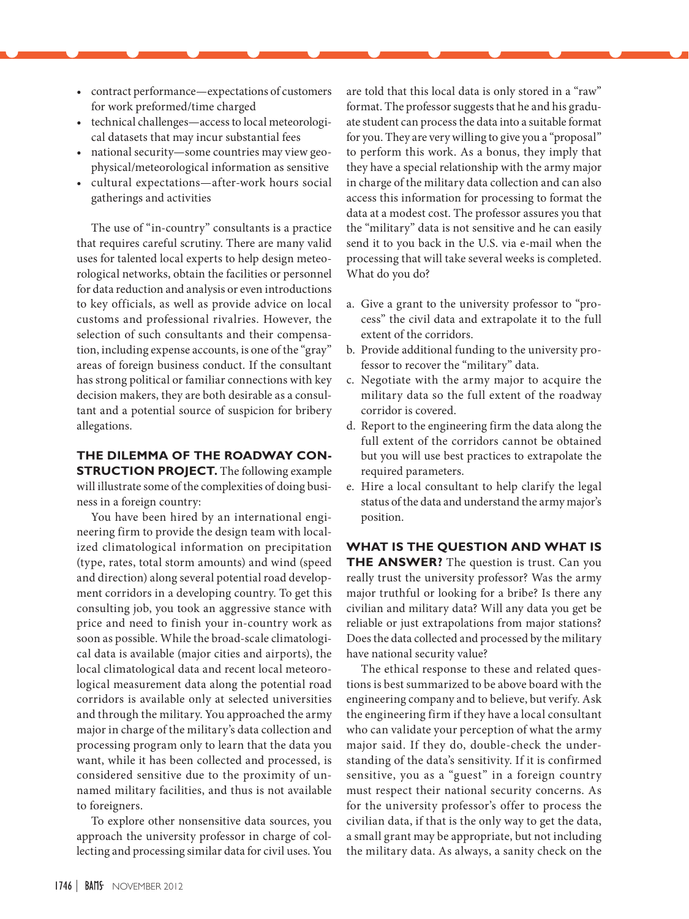- contract performance—expectations of customers for work preformed/time charged
- technical challenges—access to local meteorological datasets that may incur substantial fees
- national security—some countries may view geophysical/meteorological information as sensitive
- cultural expectations—after-work hours social gatherings and activities

The use of "in-country" consultants is a practice that requires careful scrutiny. There are many valid uses for talented local experts to help design meteorological networks, obtain the facilities or personnel for data reduction and analysis or even introductions to key officials, as well as provide advice on local customs and professional rivalries. However, the selection of such consultants and their compensation, including expense accounts, is one of the "gray" areas of foreign business conduct. If the consultant has strong political or familiar connections with key decision makers, they are both desirable as a consultant and a potential source of suspicion for bribery allegations.

**THE DILEMMA OF THE ROADWAY CONSTRUCTION PROJECT.** The following example will illustrate some of the complexities of doing business in a foreign country:

You have been hired by an international engineering firm to provide the design team with localized climatological information on precipitation (type, rates, total storm amounts) and wind (speed and direction) along several potential road development corridors in a developing country. To get this consulting job, you took an aggressive stance with price and need to finish your in-country work as soon as possible. While the broad-scale climatological data is available (major cities and airports), the local climatological data and recent local meteorological measurement data along the potential road corridors is available only at selected universities and through the military. You approached the army major in charge of the military's data collection and processing program only to learn that the data you want, while it has been collected and processed, is considered sensitive due to the proximity of unnamed military facilities, and thus is not available to foreigners.

To explore other nonsensitive data sources, you approach the university professor in charge of collecting and processing similar data for civil uses. You are told that this local data is only stored in a "raw" format. The professor suggests that he and his graduate student can process the data into a suitable format for you. They are very willing to give you a "proposal" to perform this work. As a bonus, they imply that they have a special relationship with the army major in charge of the military data collection and can also access this information for processing to format the data at a modest cost. The professor assures you that the "military" data is not sensitive and he can easily send it to you back in the U.S. via e-mail when the processing that will take several weeks is completed. What do you do?

a. Give a grant to the university professor to "process" the civil data and extrapolate it to the full extent of the corridors.
b. Provide additional funding to the university professor to recover the "military" data.
c. Negotiate with the army major to acquire the military data so the full extent of the roadway corridor is covered.
d. Report to the engineering firm the data along the full extent of the corridors cannot be obtained but you will use best practices to extrapolate the required parameters.
e. Hire a local consultant to help clarify the legal status of the data and understand the army major's position.

**WHAT IS THE QUESTION AND WHAT IS THE ANSWER?** The question is trust. Can you really trust the university professor? Was the army major truthful or looking for a bribe? Is there any civilian and military data? Will any data you get be reliable or just extrapolations from major stations? Does the data collected and processed by the military have national security value?

The ethical response to these and related questions is best summarized to be above board with the engineering company and to believe, but verify. Ask the engineering firm if they have a local consultant who can validate your perception of what the army major said. If they do, double-check the understanding of the data's sensitivity. If it is confirmed sensitive, you as a "guest" in a foreign country must respect their national security concerns. As for the university professor's offer to process the civilian data, if that is the only way to get the data, a small grant may be appropriate, but not including the military data. As always, a sanity check on the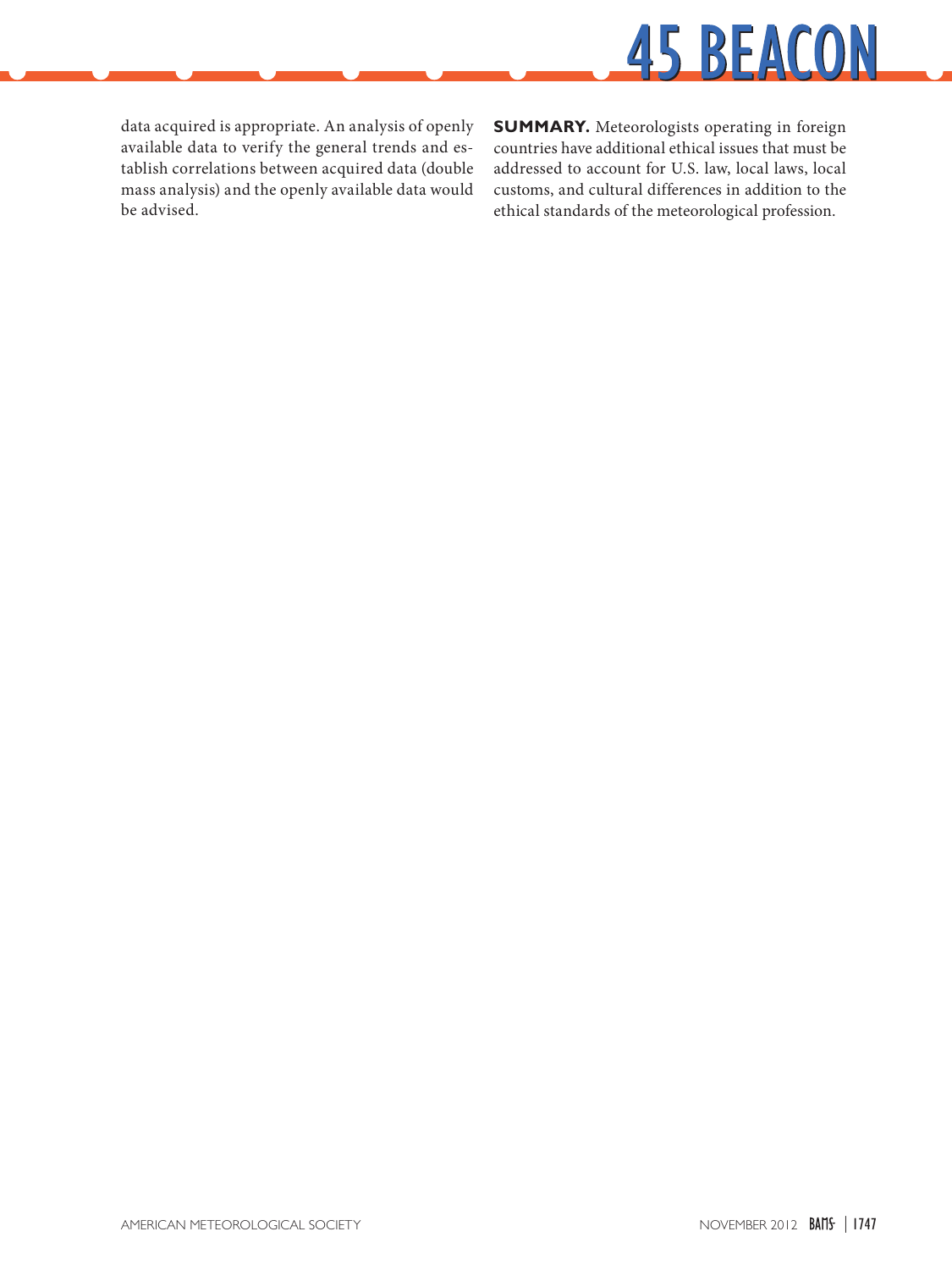data acquired is appropriate. An analysis of openly available data to verify the general trends and establish correlations between acquired data (double mass analysis) and the openly available data would be advised.

**SUMMARY.** Meteorologists operating in foreign countries have additional ethical issues that must be addressed to account for U.S. law, local laws, local customs, and cultural differences in addition to the ethical standards of the meteorological profession.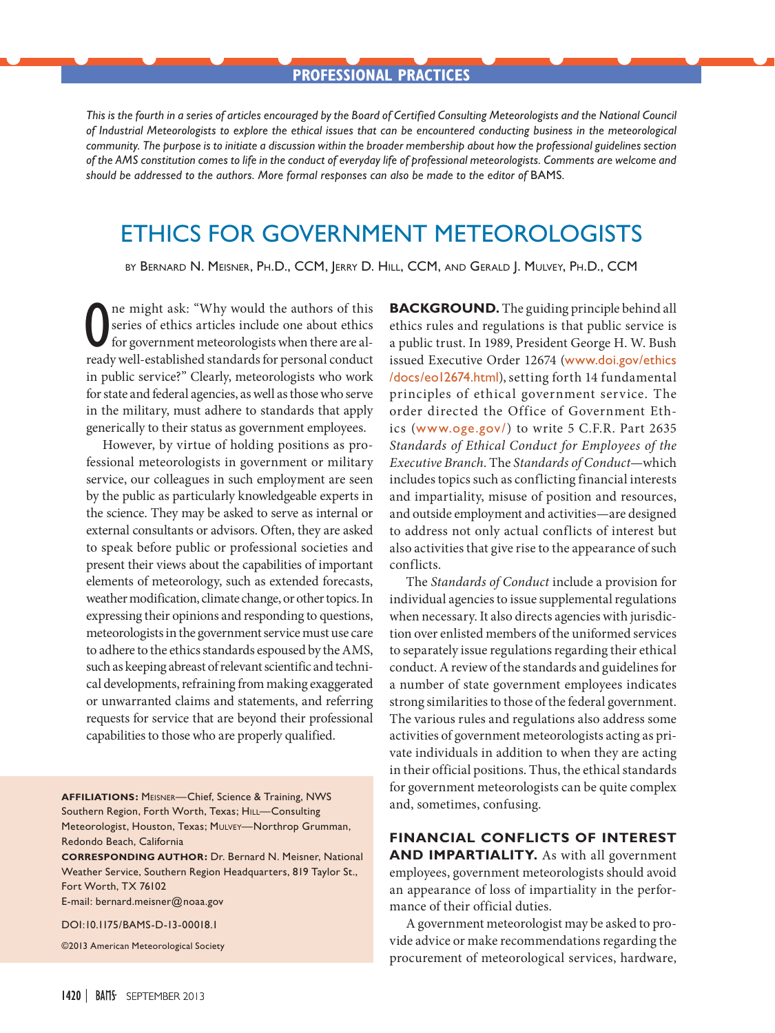PROFESSIONAL PRACTICES

*This is the fourth in a series of articles encouraged by the Board of Certified Consulting Meteorologists and the National Council of Industrial Meteorologists to explore the ethical issues that can be encountered conducting business in the meteorological community. The purpose is to initiate a discussion within the broader membership about how the professional guidelines section of the AMS constitution comes to life in the conduct of everyday life of professional meteorologists. Comments are welcome and should be addressed to the authors. More formal responses can also be made to the editor of* BAMS.

# ETHICS FOR GOVERNMENT METEOROLOGISTS

BY BERNARD N. MEISNER, PH.D., CCM, JERRY D. HILL, CCM, AND GERALD J. MULVEY, PH.D., CCM

One might ask: "Why would the authors of this series of ethics articles include one about ethics for government meteorologists when there are already well-established standards for personal conduct in public service?" Clearly, meteorologists who work for state and federal agencies, as well as those who serve in the military, must adhere to standards that apply generically to their status as government employees.

However, by virtue of holding positions as professional meteorologists in government or military service, our colleagues in such employment are seen by the public as particularly knowledgeable experts in the science. They may be asked to serve as internal or external consultants or advisors. Often, they are asked to speak before public or professional societies and present their views about the capabilities of important elements of meteorology, such as extended forecasts, weather modification, climate change, or other topics. In expressing their opinions and responding to questions, meteorologists in the government service must use care to adhere to the ethics standards espoused by the AMS, such as keeping abreast of relevant scientific and technical developments, refraining from making exaggerated or unwarranted claims and statements, and referring requests for service that are beyond their professional capabilities to those who are properly qualified.

**AFFILIATIONS:** MEISNER—Chief, Science & Training, NWS Southern Region, Forth Worth, Texas; HILL—Consulting Meteorologist, Houston, Texas; MULVEY—Northrop Grumman, Redondo Beach, California

**CORRESPONDING AUTHOR:** Dr. Bernard N. Meisner, National Weather Service, Southern Region Headquarters, 819 Taylor St., Fort Worth, TX 76102

E-mail: bernard.meisner@noaa.gov

DOI:10.1175/BAMS-D-13-00018.1

©2013 American Meteorological Society

**BACKGROUND.** The guiding principle behind all ethics rules and regulations is that public service is a public trust. In 1989, President George H. W. Bush issued Executive Order 12674 (www.doi.gov/ethics/docs/eo12674.html), setting forth 14 fundamental principles of ethical government service. The order directed the Office of Government Ethics (www.oge.gov/) to write 5 C.F.R. Part 2635 *Standards of Ethical Conduct for Employees of the Executive Branch*. The *Standards of Conduct*—which includes topics such as conflicting financial interests and impartiality, misuse of position and resources, and outside employment and activities—are designed to address not only actual conflicts of interest but also activities that give rise to the appearance of such conflicts.

The *Standards of Conduct* include a provision for individual agencies to issue supplemental regulations when necessary. It also directs agencies with jurisdiction over enlisted members of the uniformed services to separately issue regulations regarding their ethical conduct. A review of the standards and guidelines for a number of state government employees indicates strong similarities to those of the federal government. The various rules and regulations also address some activities of government meteorologists acting as private individuals in addition to when they are acting in their official positions. Thus, the ethical standards for government meteorologists can be quite complex and, sometimes, confusing.

**FINANCIAL CONFLICTS OF INTEREST AND IMPARTIALITY.** As with all government employees, government meteorologists should avoid an appearance of loss of impartiality in the performance of their official duties.

A government meteorologist may be asked to provide advice or make recommendations regarding the procurement of meteorological services, hardware,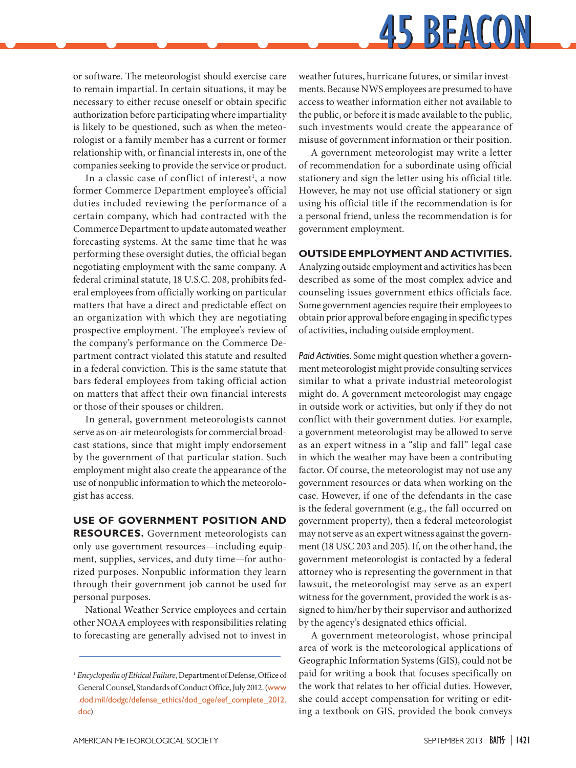or software. The meteorologist should exercise care to remain impartial. In certain situations, it may be necessary to either recuse oneself or obtain specific authorization before participating where impartiality is likely to be questioned, such as when the meteorologist or a family member has a current or former relationship with, or financial interests in, one of the companies seeking to provide the service or product.

In a classic case of conflict of interest[1], a now former Commerce Department employee's official duties included reviewing the performance of a certain company, which had contracted with the Commerce Department to update automated weather forecasting systems. At the same time that he was performing these oversight duties, the official began negotiating employment with the same company. A federal criminal statute, 18 U.S.C. 208, prohibits federal employees from officially working on particular matters that have a direct and predictable effect on an organization with which they are negotiating prospective employment. The employee's review of the company's performance on the Commerce Department contract violated this statute and resulted in a federal conviction. This is the same statute that bars federal employees from taking official action on matters that affect their own financial interests or those of their spouses or children.

In general, government meteorologists cannot serve as on-air meteorologists for commercial broadcast stations, since that might imply endorsement by the government of that particular station. Such employment might also create the appearance of the use of nonpublic information to which the meteorologist has access.

**USE OF GOVERNMENT POSITION AND RESOURCES.** Government meteorologists can only use government resources—including equipment, supplies, services, and duty time—for authorized purposes. Nonpublic information they learn through their government job cannot be used for personal purposes.

National Weather Service employees and certain other NOAA employees with responsibilities relating to forecasting are generally advised not to invest in weather futures, hurricane futures, or similar investments. Because NWS employees are presumed to have access to weather information either not available to the public, or before it is made available to the public, such investments would create the appearance of misuse of government information or their position.

A government meteorologist may write a letter of recommendation for a subordinate using official stationery and sign the letter using his official title. However, he may not use official stationery or sign using his official title if the recommendation is for a personal friend, unless the recommendation is for government employment.

**OUTSIDE EMPLOYMENT AND ACTIVITIES.** Analyzing outside employment and activities has been described as some of the most complex advice and counseling issues government ethics officials face. Some government agencies require their employees to obtain prior approval before engaging in specific types of activities, including outside employment.

*Paid Activities.* Some might question whether a government meteorologist might provide consulting services similar to what a private industrial meteorologist might do. A government meteorologist may engage in outside work or activities, but only if they do not conflict with their government duties. For example, a government meteorologist may be allowed to serve as an expert witness in a "slip and fall" legal case in which the weather may have been a contributing factor. Of course, the meteorologist may not use any government resources or data when working on the case. However, if one of the defendants in the case is the federal government (e.g., the fall occurred on government property), then a federal meteorologist may not serve as an expert witness against the government (18 USC 203 and 205). If, on the other hand, the government meteorologist is contacted by a federal attorney who is representing the government in that lawsuit, the meteorologist may serve as an expert witness for the government, provided the work is assigned to him/her by their supervisor and authorized by the agency's designated ethics official.

A government meteorologist, whose principal area of work is the meteorological applications of Geographic Information Systems (GIS), could not be paid for writing a book that focuses specifically on the work that relates to her official duties. However, she could accept compensation for writing or editing a textbook on GIS, provided the book conveys

[1] *Encyclopedia of Ethical Failure*, Department of Defense, Office of General Counsel, Standards of Conduct Office, July 2012. (www.dod.mil/dodgc/defense_ethics/dod_oge/eef_complete_2012.doc)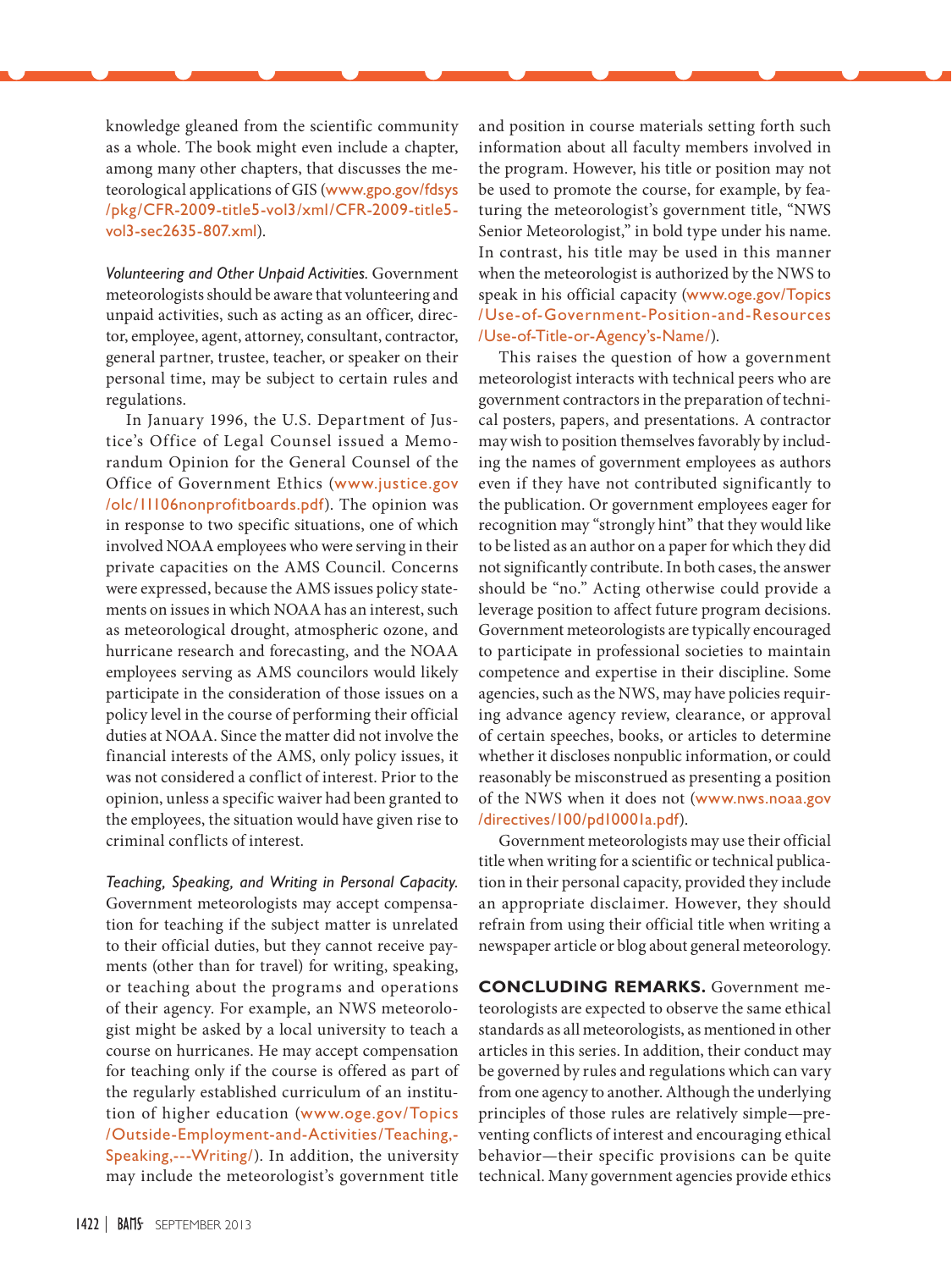knowledge gleaned from the scientific community as a whole. The book might even include a chapter, among many other chapters, that discusses the meteorological applications of GIS (www.gpo.gov/fdsys/pkg/CFR-2009-title5-vol3/xml/CFR-2009-title5-vol3-sec2635-807.xml).

*Volunteering and Other Unpaid Activities.* Government meteorologists should be aware that volunteering and unpaid activities, such as acting as an officer, director, employee, agent, attorney, consultant, contractor, general partner, trustee, teacher, or speaker on their personal time, may be subject to certain rules and regulations.

In January 1996, the U.S. Department of Justice's Office of Legal Counsel issued a Memorandum Opinion for the General Counsel of the Office of Government Ethics (www.justice.gov/olc/11106nonprofitboards.pdf). The opinion was in response to two specific situations, one of which involved NOAA employees who were serving in their private capacities on the AMS Council. Concerns were expressed, because the AMS issues policy statements on issues in which NOAA has an interest, such as meteorological drought, atmospheric ozone, and hurricane research and forecasting, and the NOAA employees serving as AMS councilors would likely participate in the consideration of those issues on a policy level in the course of performing their official duties at NOAA. Since the matter did not involve the financial interests of the AMS, only policy issues, it was not considered a conflict of interest. Prior to the opinion, unless a specific waiver had been granted to the employees, the situation would have given rise to criminal conflicts of interest.

*Teaching, Speaking, and Writing in Personal Capacity.* Government meteorologists may accept compensation for teaching if the subject matter is unrelated to their official duties, but they cannot receive payments (other than for travel) for writing, speaking, or teaching about the programs and operations of their agency. For example, an NWS meteorologist might be asked by a local university to teach a course on hurricanes. He may accept compensation for teaching only if the course is offered as part of the regularly established curriculum of an institution of higher education (www.oge.gov/Topics/Outside-Employment-and-Activities/Teaching,-Speaking,---Writing/). In addition, the university may include the meteorologist's government title and position in course materials setting forth such information about all faculty members involved in the program. However, his title or position may not be used to promote the course, for example, by featuring the meteorologist's government title, "NWS Senior Meteorologist," in bold type under his name. In contrast, his title may be used in this manner when the meteorologist is authorized by the NWS to speak in his official capacity (www.oge.gov/Topics/Use-of-Government-Position-and-Resources/Use-of-Title-or-Agency's-Name/).

This raises the question of how a government meteorologist interacts with technical peers who are government contractors in the preparation of technical posters, papers, and presentations. A contractor may wish to position themselves favorably by including the names of government employees as authors even if they have not contributed significantly to the publication. Or government employees eager for recognition may "strongly hint" that they would like to be listed as an author on a paper for which they did not significantly contribute. In both cases, the answer should be "no." Acting otherwise could provide a leverage position to affect future program decisions. Government meteorologists are typically encouraged to participate in professional societies to maintain competence and expertise in their discipline. Some agencies, such as the NWS, may have policies requiring advance agency review, clearance, or approval of certain speeches, books, or articles to determine whether it discloses nonpublic information, or could reasonably be misconstrued as presenting a position of the NWS when it does not (www.nws.noaa.gov/directives/100/pd10001a.pdf).

Government meteorologists may use their official title when writing for a scientific or technical publication in their personal capacity, provided they include an appropriate disclaimer. However, they should refrain from using their official title when writing a newspaper article or blog about general meteorology.

**CONCLUDING REMARKS.** Government meteorologists are expected to observe the same ethical standards as all meteorologists, as mentioned in other articles in this series. In addition, their conduct may be governed by rules and regulations which can vary from one agency to another. Although the underlying principles of those rules are relatively simple—preventing conflicts of interest and encouraging ethical behavior—their specific provisions can be quite technical. Many government agencies provide ethics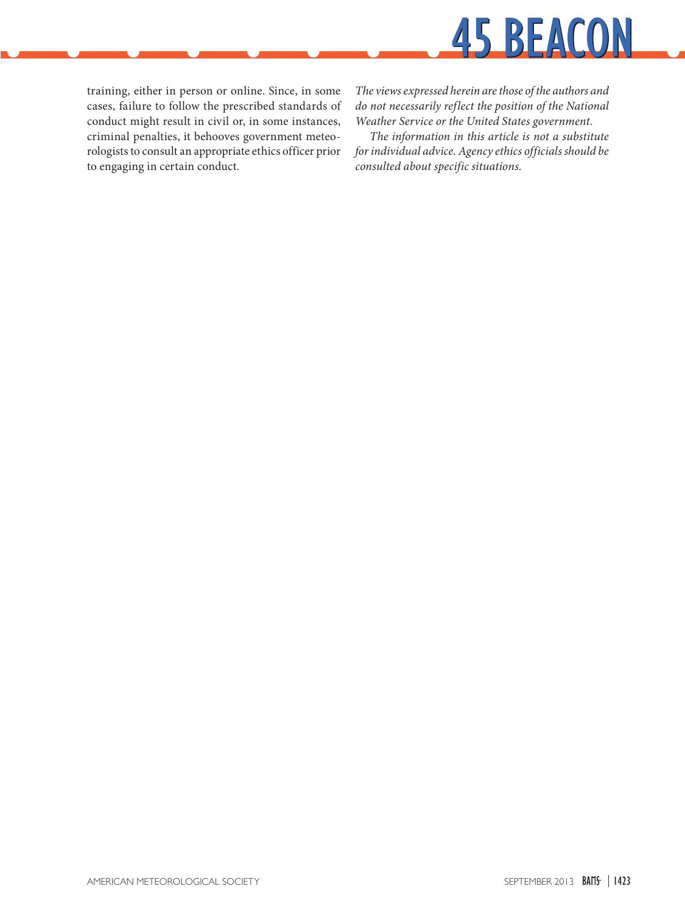training, either in person or online. Since, in some cases, failure to follow the prescribed standards of conduct might result in civil or, in some instances, criminal penalties, it behooves government meteorologists to consult an appropriate ethics officer prior to engaging in certain conduct.

*The views expressed herein are those of the authors and do not necessarily reflect the position of the National Weather Service or the United States government.*

*The information in this article is not a substitute for individual advice. Agency ethics officials should be consulted about specific situations.*